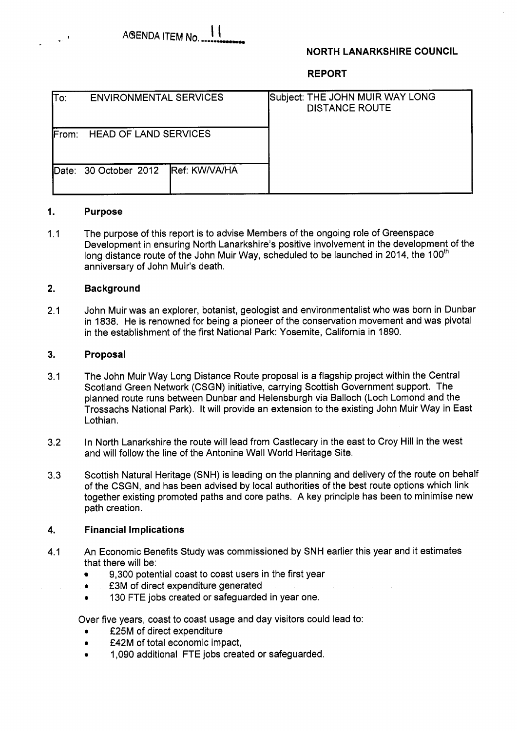AGENDA ITEM No. 11

**NORTH LANARKSHIRE COUNCIL**

**REPORT**

| To: ENVIRONMENTAL SERVICES | | Subject: THE JOHN MUIR WAY LONG DISTANCE ROUTE |
|---|---|---|
| From: HEAD OF LAND SERVICES | | |
| Date: 30 October 2012 | Ref: KW/VA/HA | |

## 1. Purpose

1.1 The purpose of this report is to advise Members of the ongoing role of Greenspace Development in ensuring North Lanarkshire's positive involvement in the development of the long distance route of the John Muir Way, scheduled to be launched in 2014, the 100th anniversary of John Muir's death.

## 2. Background

2.1 John Muir was an explorer, botanist, geologist and environmentalist who was born in Dunbar in 1838. He is renowned for being a pioneer of the conservation movement and was pivotal in the establishment of the first National Park: Yosemite, California in 1890.

## 3. Proposal

3.1 The John Muir Way Long Distance Route proposal is a flagship project within the Central Scotland Green Network (CSGN) initiative, carrying Scottish Government support. The planned route runs between Dunbar and Helensburgh via Balloch (Loch Lomond and the Trossachs National Park). It will provide an extension to the existing John Muir Way in East Lothian.

3.2 In North Lanarkshire the route will lead from Castlecary in the east to Croy Hill in the west and will follow the line of the Antonine Wall World Heritage Site.

3.3 Scottish Natural Heritage (SNH) is leading on the planning and delivery of the route on behalf of the CSGN, and has been advised by local authorities of the best route options which link together existing promoted paths and core paths. A key principle has been to minimise new path creation.

## 4. Financial Implications

4.1 An Economic Benefits Study was commissioned by SNH earlier this year and it estimates that there will be:

- 9,300 potential coast to coast users in the first year
- £3M of direct expenditure generated
- 130 FTE jobs created or safeguarded in year one.

Over five years, coast to coast usage and day visitors could lead to:

- £25M of direct expenditure
- £42M of total economic impact,
- 1,090 additional FTE jobs created or safeguarded.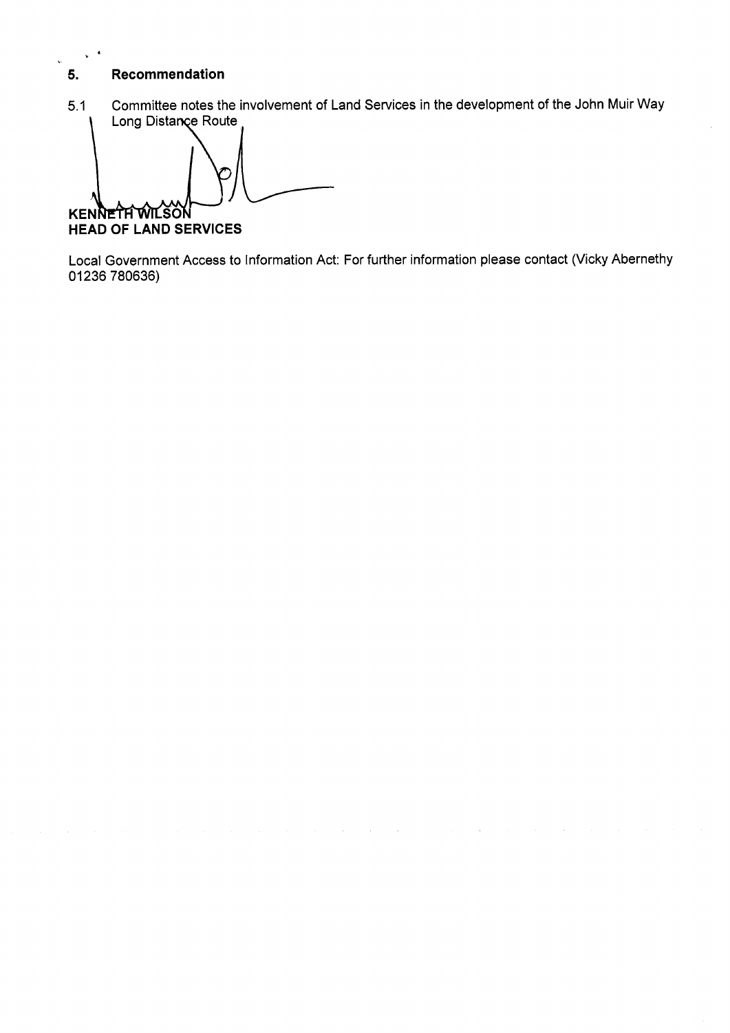## 5. Recommendation

5.1 Committee notes the involvement of Land Services in the development of the John Muir Way Long Distance Route

**KENNETH WILSON**
**HEAD OF LAND SERVICES**

Local Government Access to Information Act: For further information please contact (Vicky Abernethy 01236 780636)